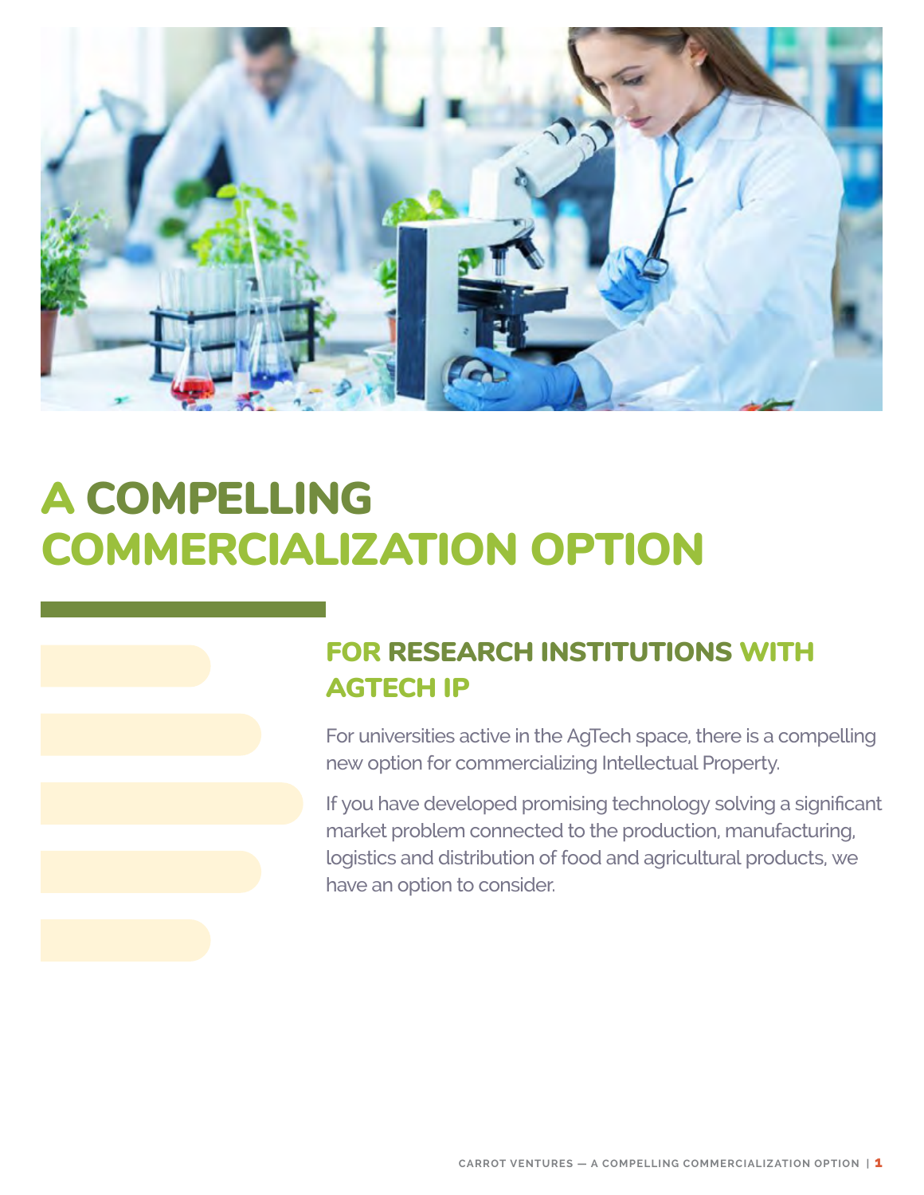# A COMPELLING COMMERCIALIZATION OPTION

## FOR RESEARCH INSTITUTIONS WITH AGTECH IP

For universities active in the AgTech space, there is a compelling new option for commercializing Intellectual Property.

If you have developed promising technology solving a significant market problem connected to the production, manufacturing, logistics and distribution of food and agricultural products, we have an option to consider.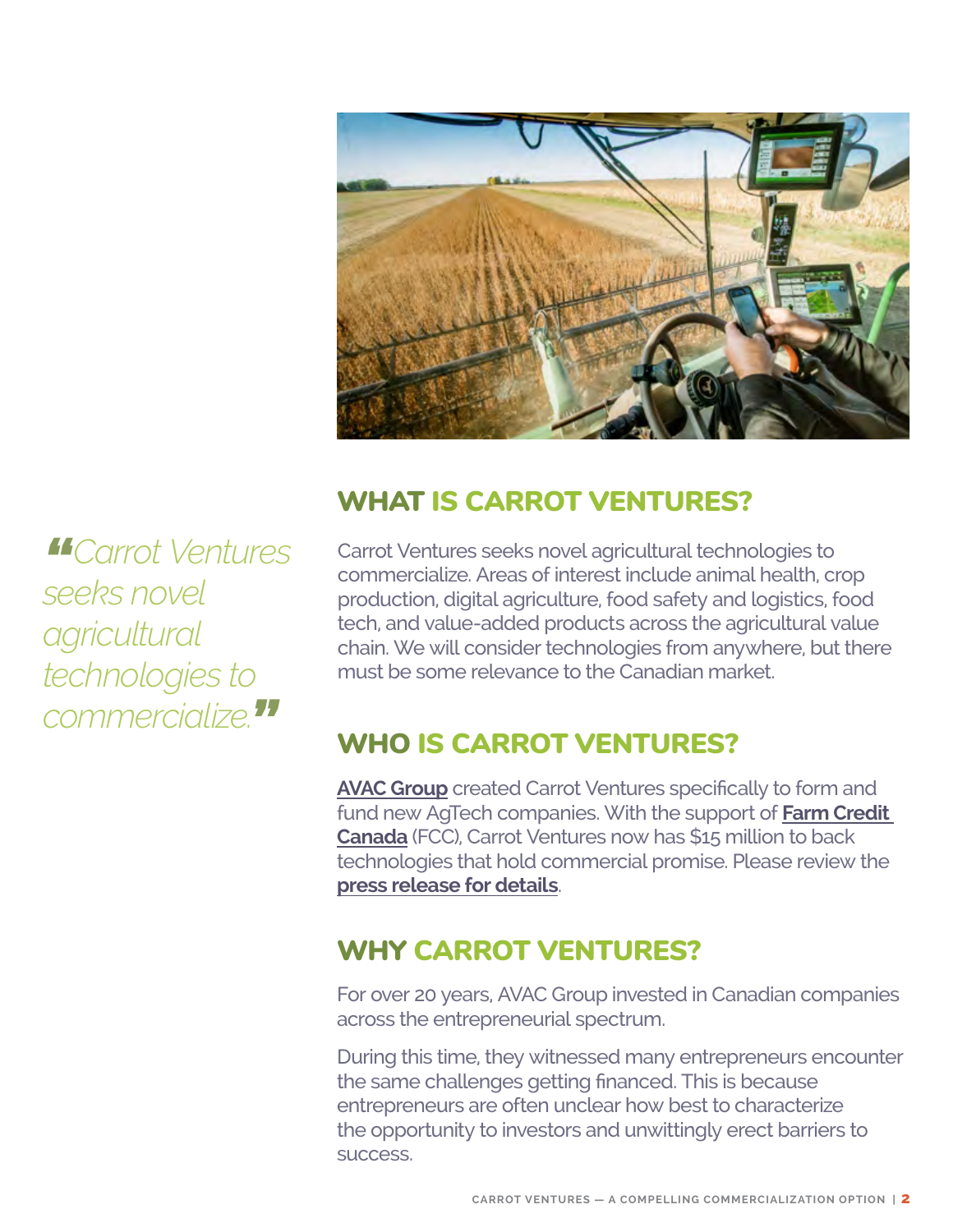> *"Carrot Ventures seeks novel agricultural technologies to commercialize."*

## WHAT IS CARROT VENTURES?

Carrot Ventures seeks novel agricultural technologies to commercialize. Areas of interest include animal health, crop production, digital agriculture, food safety and logistics, food tech, and value-added products across the agricultural value chain. We will consider technologies from anywhere, but there must be some relevance to the Canadian market.

## WHO IS CARROT VENTURES?

**AVAC Group** created Carrot Ventures specifically to form and fund new AgTech companies. With the support of **Farm Credit Canada** (FCC), Carrot Ventures now has $15 million to back technologies that hold commercial promise. Please review the **press release for details**.

## WHY CARROT VENTURES?

For over 20 years, AVAC Group invested in Canadian companies across the entrepreneurial spectrum.

During this time, they witnessed many entrepreneurs encounter the same challenges getting financed. This is because entrepreneurs are often unclear how best to characterize the opportunity to investors and unwittingly erect barriers to success.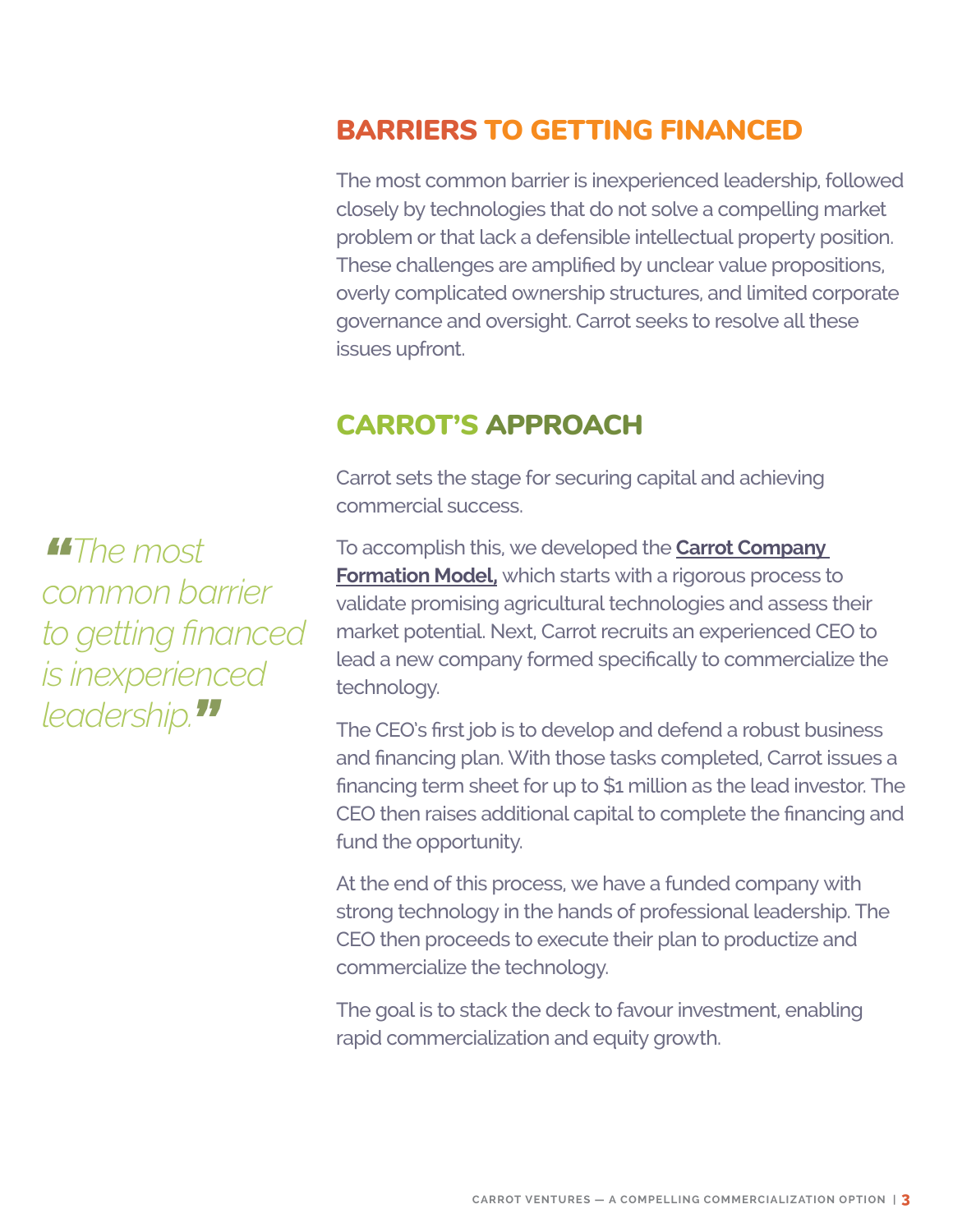## BARRIERS TO GETTING FINANCED

The most common barrier is inexperienced leadership, followed closely by technologies that do not solve a compelling market problem or that lack a defensible intellectual property position. These challenges are amplified by unclear value propositions, overly complicated ownership structures, and limited corporate governance and oversight. Carrot seeks to resolve all these issues upfront.

## CARROT'S APPROACH

Carrot sets the stage for securing capital and achieving commercial success.

> *"The most common barrier to getting financed is inexperienced leadership."*

To accomplish this, we developed the **Carrot Company Formation Model,** which starts with a rigorous process to validate promising agricultural technologies and assess their market potential. Next, Carrot recruits an experienced CEO to lead a new company formed specifically to commercialize the technology.

The CEO's first job is to develop and defend a robust business and financing plan. With those tasks completed, Carrot issues a financing term sheet for up to $1 million as the lead investor. The CEO then raises additional capital to complete the financing and fund the opportunity.

At the end of this process, we have a funded company with strong technology in the hands of professional leadership. The CEO then proceeds to execute their plan to productize and commercialize the technology.

The goal is to stack the deck to favour investment, enabling rapid commercialization and equity growth.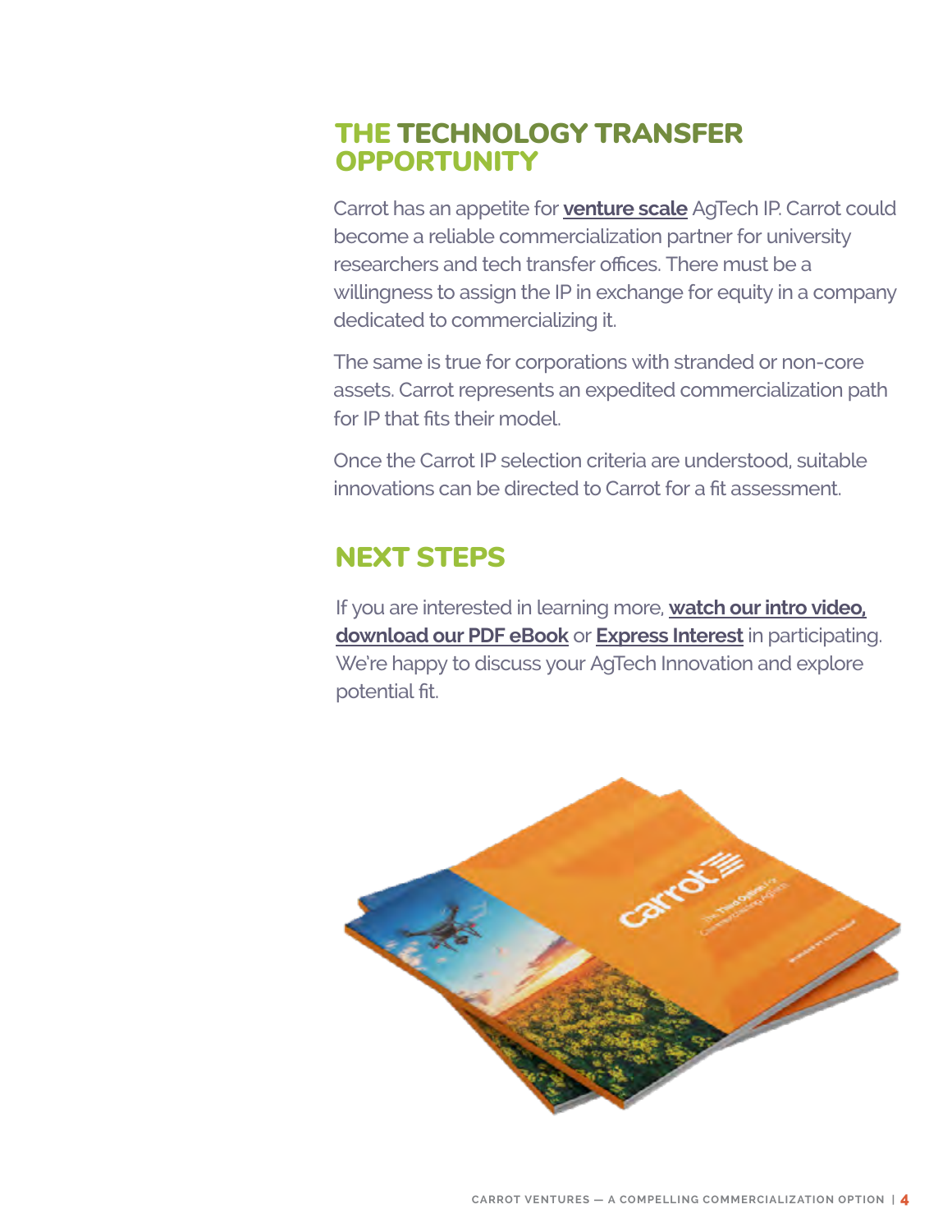## THE TECHNOLOGY TRANSFER OPPORTUNITY

Carrot has an appetite for **venture scale** AgTech IP. Carrot could become a reliable commercialization partner for university researchers and tech transfer offices. There must be a willingness to assign the IP in exchange for equity in a company dedicated to commercializing it.

The same is true for corporations with stranded or non-core assets. Carrot represents an expedited commercialization path for IP that fits their model.

Once the Carrot IP selection criteria are understood, suitable innovations can be directed to Carrot for a fit assessment.

## NEXT STEPS

If you are interested in learning more, **watch our intro video, download our PDF eBook** or **Express Interest** in participating. We're happy to discuss your AgTech Innovation and explore potential fit.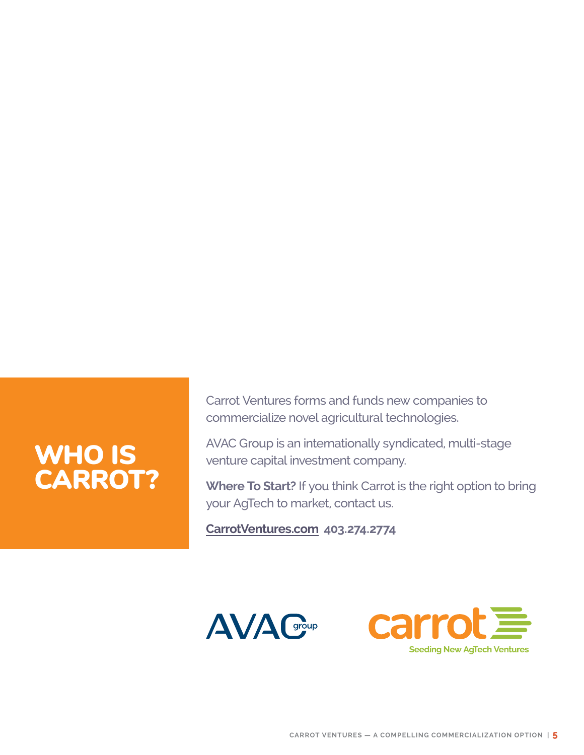# WHO IS CARROT?

Carrot Ventures forms and funds new companies to commercialize novel agricultural technologies.

AVAC Group is an internationally syndicated, multi-stage venture capital investment company.

**Where To Start?** If you think Carrot is the right option to bring your AgTech to market, contact us.

**CarrotVentures.com 403.274.2774**

AVAC group

carrot
Seeding New AgTech Ventures